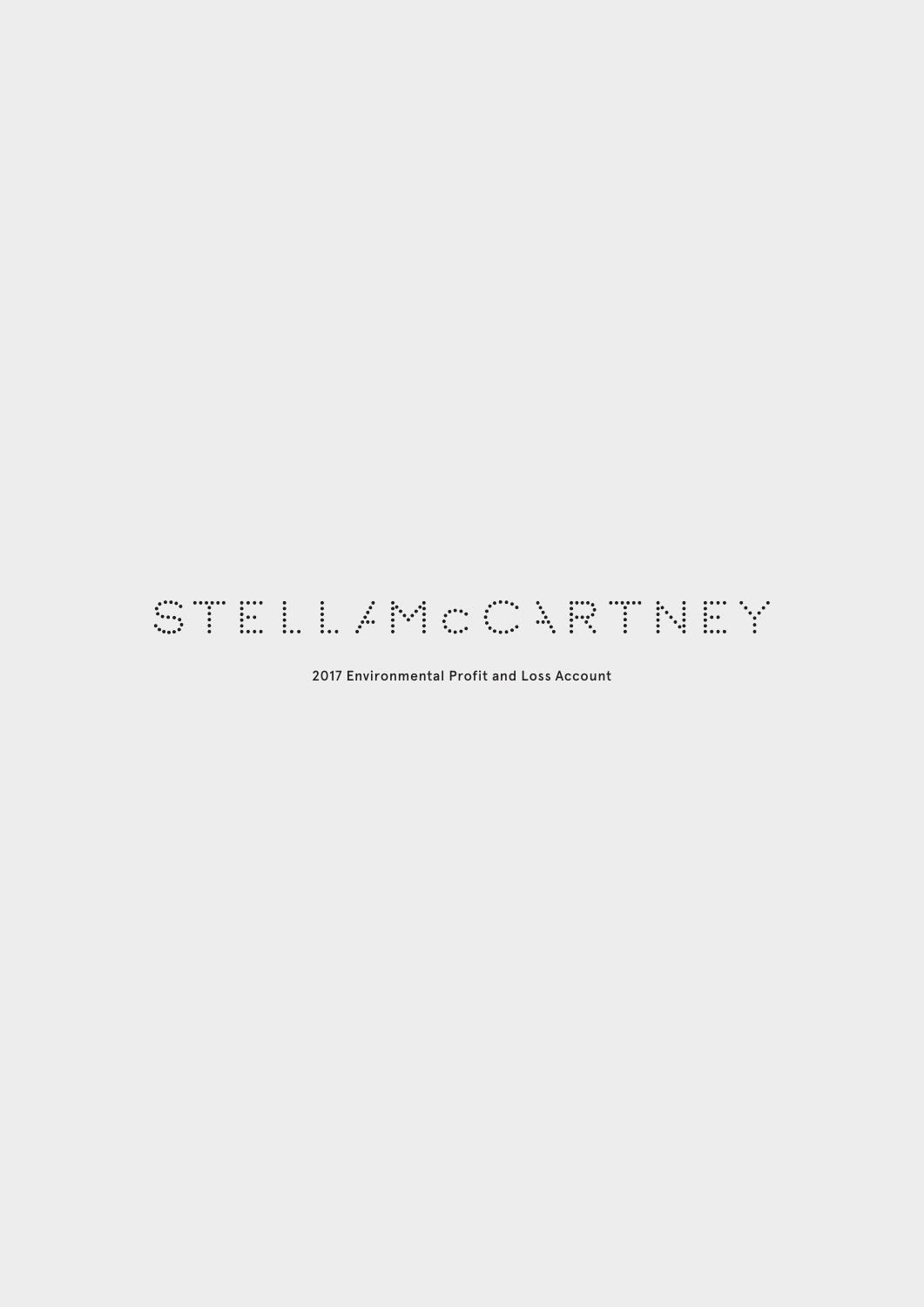# STELLA McCARTNEY

2017 Environmental Profit and Loss Account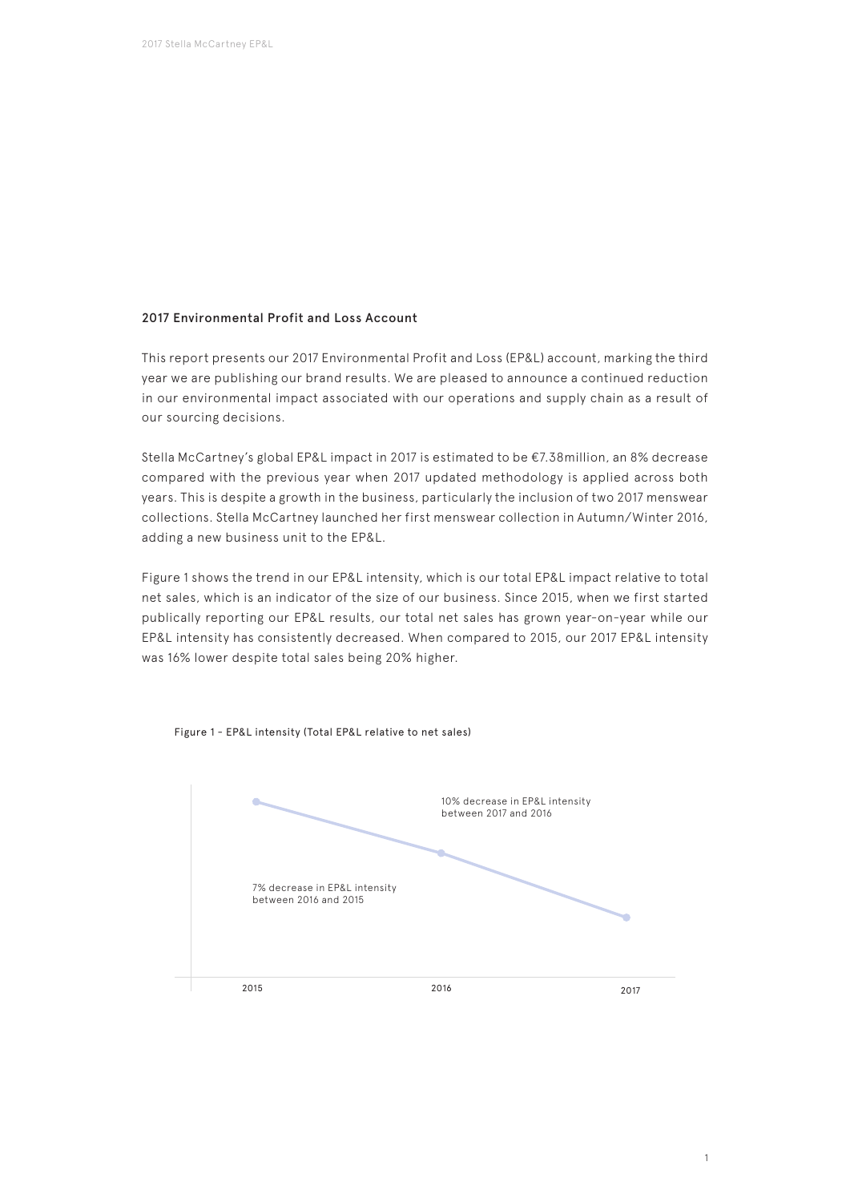## 2017 Environmental Profit and Loss Account

This report presents our 2017 Environmental Profit and Loss (EP&L) account, marking the third year we are publishing our brand results. We are pleased to announce a continued reduction in our environmental impact associated with our operations and supply chain as a result of our sourcing decisions.

Stella McCartney's global EP&L impact in 2017 is estimated to be €7.38million, an 8% decrease compared with the previous year when 2017 updated methodology is applied across both years. This is despite a growth in the business, particularly the inclusion of two 2017 menswear collections. Stella McCartney launched her first menswear collection in Autumn/Winter 2016, adding a new business unit to the EP&L.

Figure 1 shows the trend in our EP&L intensity, which is our total EP&L impact relative to total net sales, which is an indicator of the size of our business. Since 2015, when we first started publically reporting our EP&L results, our total net sales has grown year-on-year while our EP&L intensity has consistently decreased. When compared to 2015, our 2017 EP&L intensity was 16% lower despite total sales being 20% higher.

Figure 1 - EP&L intensity (Total EP&L relative to net sales)

7% decrease in EP&L intensity between 2016 and 2015

10% decrease in EP&L intensity between 2017 and 2016

2015 | 2016 | 2017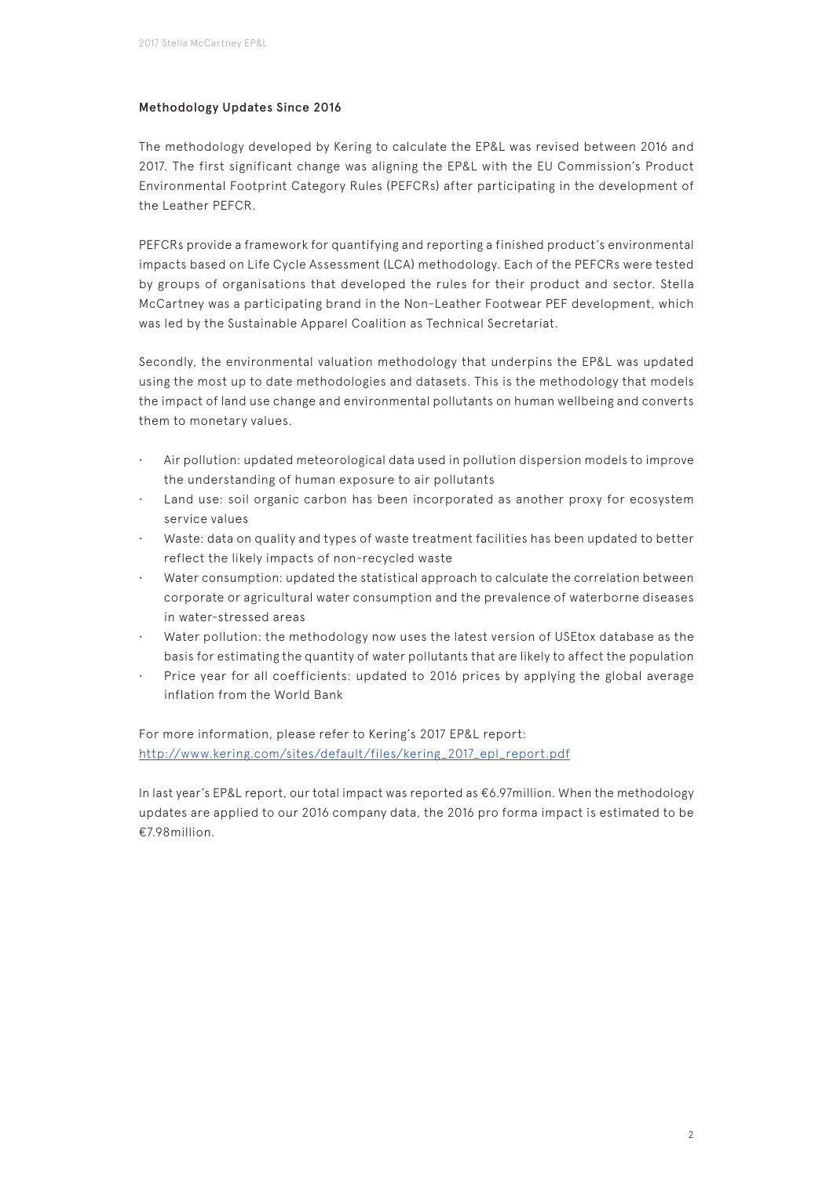### Methodology Updates Since 2016

The methodology developed by Kering to calculate the EP&L was revised between 2016 and 2017. The first significant change was aligning the EP&L with the EU Commission's Product Environmental Footprint Category Rules (PEFCRs) after participating in the development of the Leather PEFCR.

PEFCRs provide a framework for quantifying and reporting a finished product's environmental impacts based on Life Cycle Assessment (LCA) methodology. Each of the PEFCRs were tested by groups of organisations that developed the rules for their product and sector. Stella McCartney was a participating brand in the Non-Leather Footwear PEF development, which was led by the Sustainable Apparel Coalition as Technical Secretariat.

Secondly, the environmental valuation methodology that underpins the EP&L was updated using the most up to date methodologies and datasets. This is the methodology that models the impact of land use change and environmental pollutants on human wellbeing and converts them to monetary values.

- Air pollution: updated meteorological data used in pollution dispersion models to improve the understanding of human exposure to air pollutants
- Land use: soil organic carbon has been incorporated as another proxy for ecosystem service values
- Waste: data on quality and types of waste treatment facilities has been updated to better reflect the likely impacts of non-recycled waste
- Water consumption: updated the statistical approach to calculate the correlation between corporate or agricultural water consumption and the prevalence of waterborne diseases in water-stressed areas
- Water pollution: the methodology now uses the latest version of USEtox database as the basis for estimating the quantity of water pollutants that are likely to affect the population
- Price year for all coefficients: updated to 2016 prices by applying the global average inflation from the World Bank

For more information, please refer to Kering's 2017 EP&L report:
http://www.kering.com/sites/default/files/kering_2017_epl_report.pdf

In last year's EP&L report, our total impact was reported as €6.97million. When the methodology updates are applied to our 2016 company data, the 2016 pro forma impact is estimated to be €7.98million.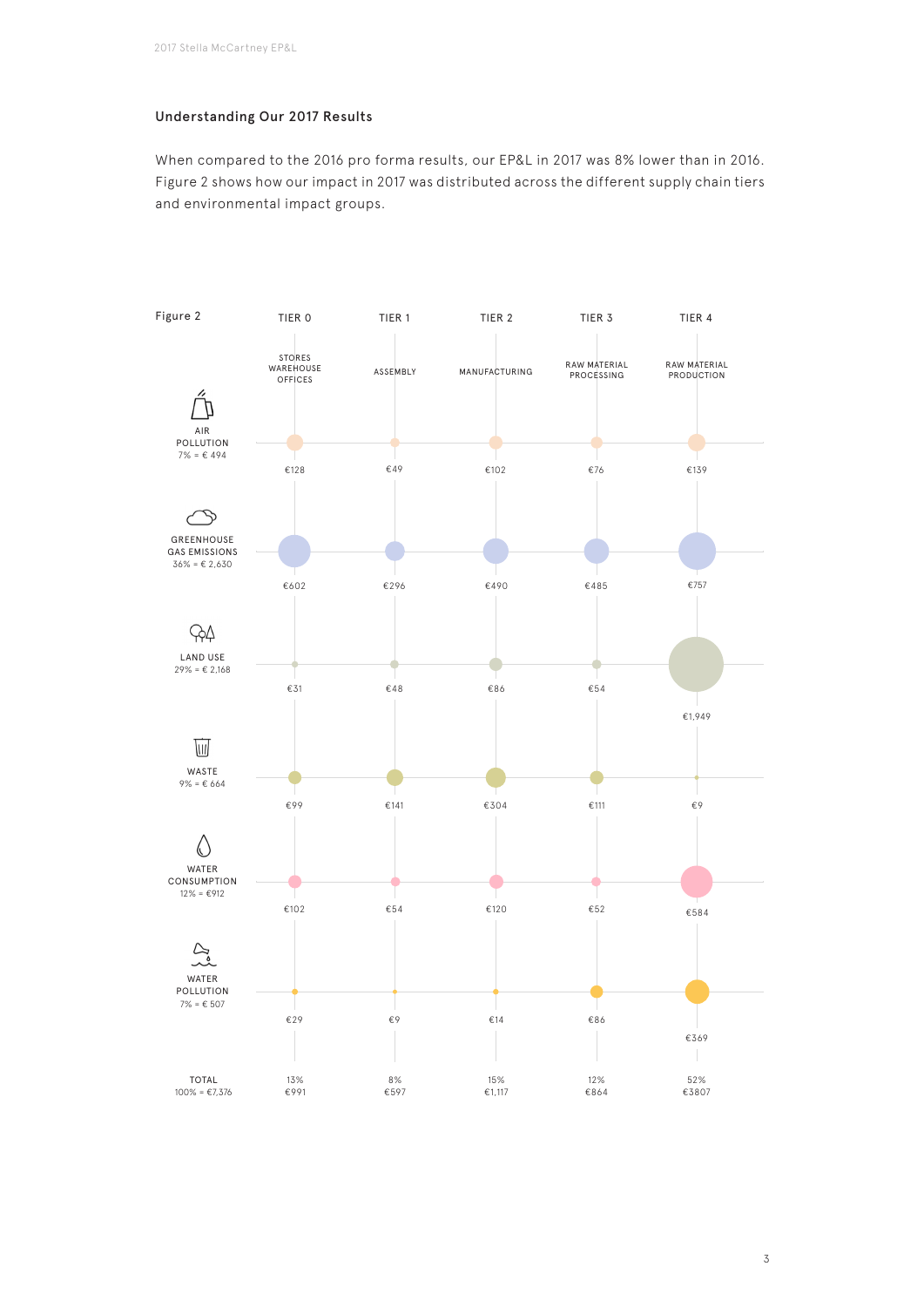### Understanding Our 2017 Results

When compared to the 2016 pro forma results, our EP&L in 2017 was 8% lower than in 2016. Figure 2 shows how our impact in 2017 was distributed across the different supply chain tiers and environmental impact groups.

Figure 2

| | TIER 0<br>STORES WAREHOUSE OFFICES | TIER 1<br>ASSEMBLY | TIER 2<br>MANUFACTURING | TIER 3<br>RAW MATERIAL PROCESSING | TIER 4<br>RAW MATERIAL PRODUCTION |
|---|---|---|---|---|---|
| AIR POLLUTION<br>7% = € 494 | €128 | €49 | €102 | €76 | €139 |
| GREENHOUSE GAS EMISSIONS<br>36% = € 2,630 | €602 | €296 | €490 | €485 | €757 |
| LAND USE<br>29% = € 2,168 | €31 | €48 | €86 | €54 | €1,949 |
| WASTE<br>9% = € 664 | €99 | €141 | €304 | €111 | €9 |
| WATER CONSUMPTION<br>12% = €912 | €102 | €54 | €120 | €52 | €584 |
| WATER POLLUTION<br>7% = € 507 | €29 | €9 | €14 | €86 | €369 |
| TOTAL<br>100% = €7,376 | 13%<br>€991 | 8%<br>€597 | 15%<br>€1,117 | 12%<br>€864 | 52%<br>€3807 |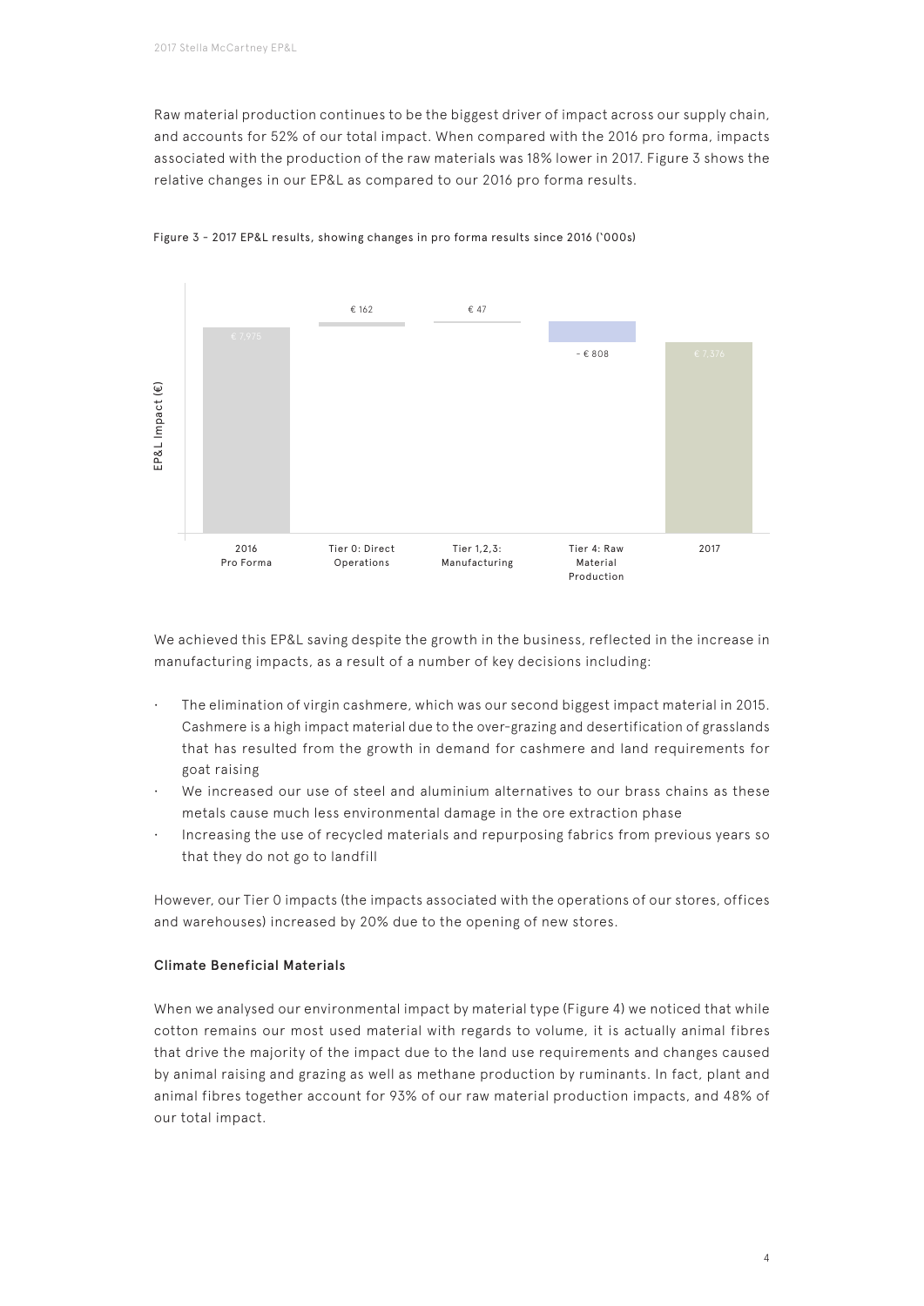Raw material production continues to be the biggest driver of impact across our supply chain, and accounts for 52% of our total impact. When compared with the 2016 pro forma, impacts associated with the production of the raw materials was 18% lower in 2017. Figure 3 shows the relative changes in our EP&L as compared to our 2016 pro forma results.

Figure 3 - 2017 EP&L results, showing changes in pro forma results since 2016 ('000s)

| | 2016 Pro Forma | Tier 0: Direct Operations | Tier 1,2,3: Manufacturing | Tier 4: Raw Material Production | 2017 |
|---|---|---|---|---|---|
| EP&L Impact (€) | € 7,975 | € 162 | € 47 | - € 808 | € 7,376 |

We achieved this EP&L saving despite the growth in the business, reflected in the increase in manufacturing impacts, as a result of a number of key decisions including:

- The elimination of virgin cashmere, which was our second biggest impact material in 2015. Cashmere is a high impact material due to the over-grazing and desertification of grasslands that has resulted from the growth in demand for cashmere and land requirements for goat raising
- We increased our use of steel and aluminium alternatives to our brass chains as these metals cause much less environmental damage in the ore extraction phase
- Increasing the use of recycled materials and repurposing fabrics from previous years so that they do not go to landfill

However, our Tier 0 impacts (the impacts associated with the operations of our stores, offices and warehouses) increased by 20% due to the opening of new stores.

### Climate Beneficial Materials

When we analysed our environmental impact by material type (Figure 4) we noticed that while cotton remains our most used material with regards to volume, it is actually animal fibres that drive the majority of the impact due to the land use requirements and changes caused by animal raising and grazing as well as methane production by ruminants. In fact, plant and animal fibres together account for 93% of our raw material production impacts, and 48% of our total impact.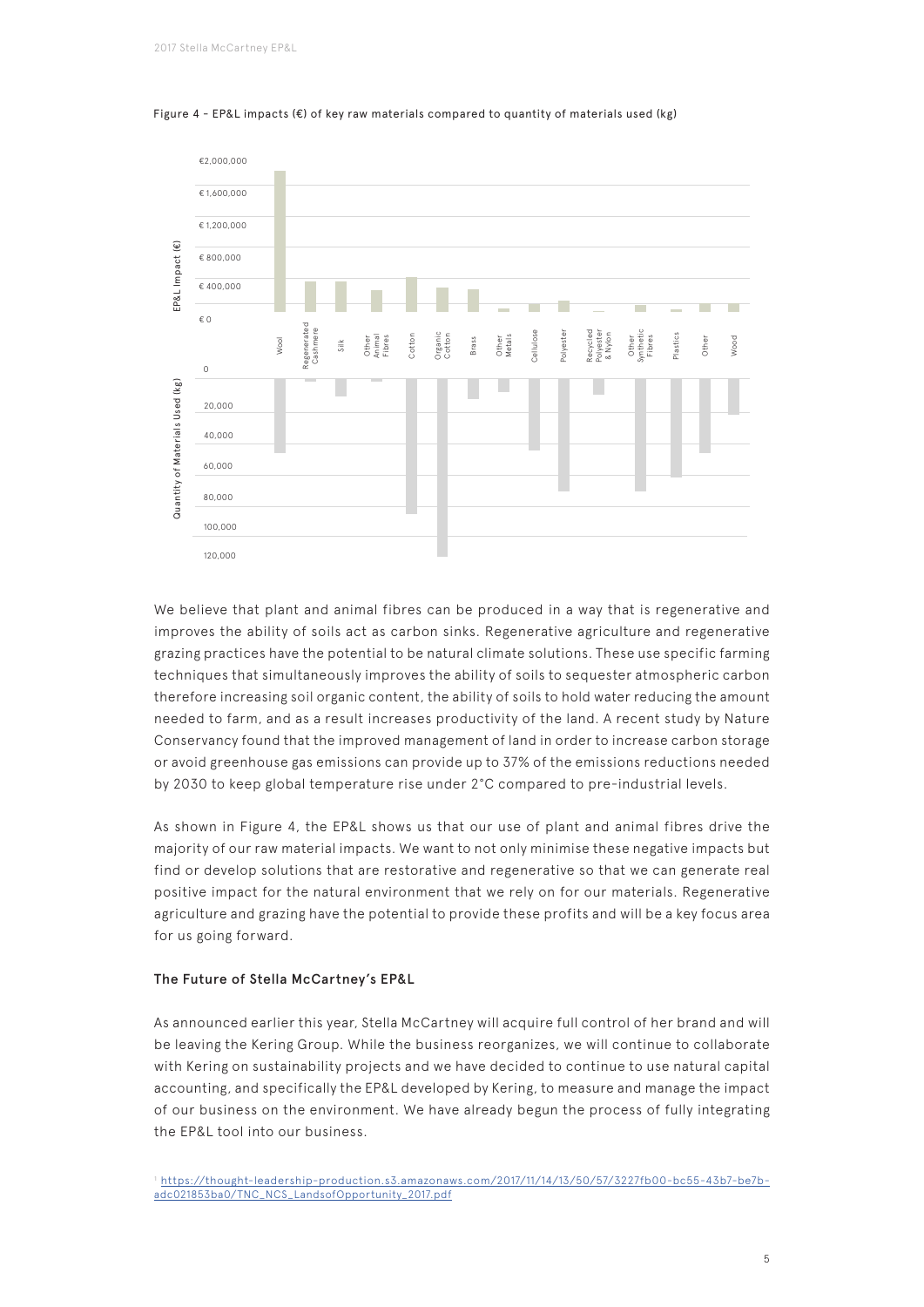Figure 4 - EP&L impacts (€) of key raw materials compared to quantity of materials used (kg)

We believe that plant and animal fibres can be produced in a way that is regenerative and improves the ability of soils act as carbon sinks. Regenerative agriculture and regenerative grazing practices have the potential to be natural climate solutions. These use specific farming techniques that simultaneously improves the ability of soils to sequester atmospheric carbon therefore increasing soil organic content, the ability of soils to hold water reducing the amount needed to farm, and as a result increases productivity of the land. A recent study by Nature Conservancy found that the improved management of land in order to increase carbon storage or avoid greenhouse gas emissions can provide up to 37% of the emissions reductions needed by 2030 to keep global temperature rise under 2°C compared to pre-industrial levels.

As shown in Figure 4, the EP&L shows us that our use of plant and animal fibres drive the majority of our raw material impacts. We want to not only minimise these negative impacts but find or develop solutions that are restorative and regenerative so that we can generate real positive impact for the natural environment that we rely on for our materials. Regenerative agriculture and grazing have the potential to provide these profits and will be a key focus area for us going forward.

**The Future of Stella McCartney's EP&L**

As announced earlier this year, Stella McCartney will acquire full control of her brand and will be leaving the Kering Group. While the business reorganizes, we will continue to collaborate with Kering on sustainability projects and we have decided to continue to use natural capital accounting, and specifically the EP&L developed by Kering, to measure and manage the impact of our business on the environment. We have already begun the process of fully integrating the EP&L tool into our business.

[1] https://thought-leadership-production.s3.amazonaws.com/2017/11/14/13/50/57/3227fb00-bc55-43b7-be7b-adc021853ba0/TNC_NCS_LandsofOpportunity_2017.pdf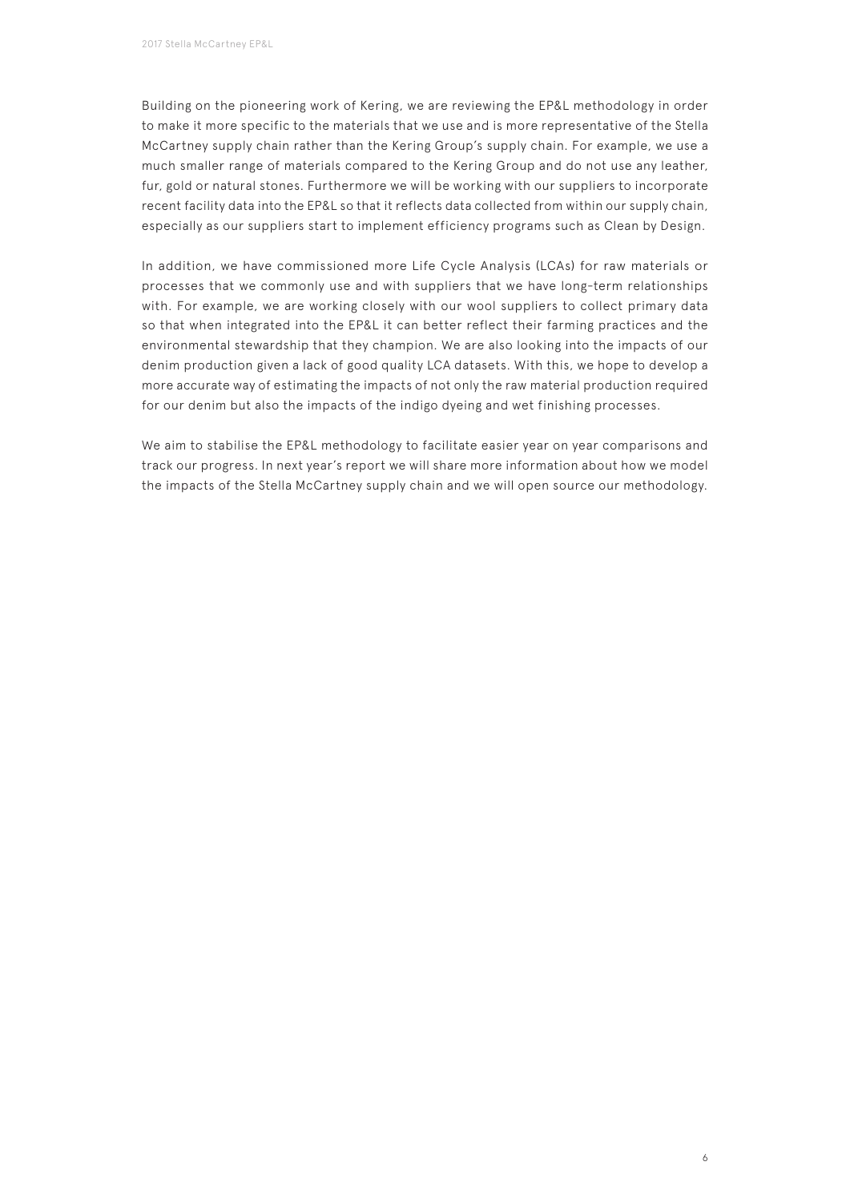Building on the pioneering work of Kering, we are reviewing the EP&L methodology in order to make it more specific to the materials that we use and is more representative of the Stella McCartney supply chain rather than the Kering Group's supply chain. For example, we use a much smaller range of materials compared to the Kering Group and do not use any leather, fur, gold or natural stones. Furthermore we will be working with our suppliers to incorporate recent facility data into the EP&L so that it reflects data collected from within our supply chain, especially as our suppliers start to implement efficiency programs such as Clean by Design.

In addition, we have commissioned more Life Cycle Analysis (LCAs) for raw materials or processes that we commonly use and with suppliers that we have long-term relationships with. For example, we are working closely with our wool suppliers to collect primary data so that when integrated into the EP&L it can better reflect their farming practices and the environmental stewardship that they champion. We are also looking into the impacts of our denim production given a lack of good quality LCA datasets. With this, we hope to develop a more accurate way of estimating the impacts of not only the raw material production required for our denim but also the impacts of the indigo dyeing and wet finishing processes.

We aim to stabilise the EP&L methodology to facilitate easier year on year comparisons and track our progress. In next year's report we will share more information about how we model the impacts of the Stella McCartney supply chain and we will open source our methodology.